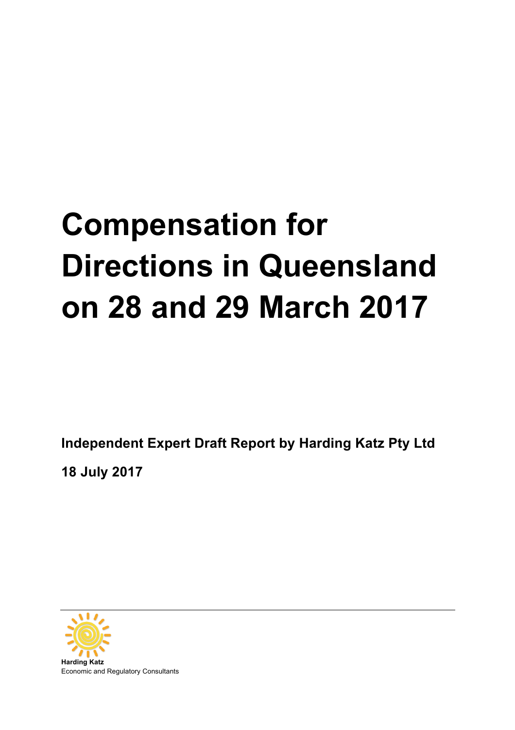# Compensation for Directions in Queensland on 28 and 29 March 2017

**Independent Expert Draft Report by Harding Katz Pty Ltd**

**18 July 2017**

---

**Harding Katz**
Economic and Regulatory Consultants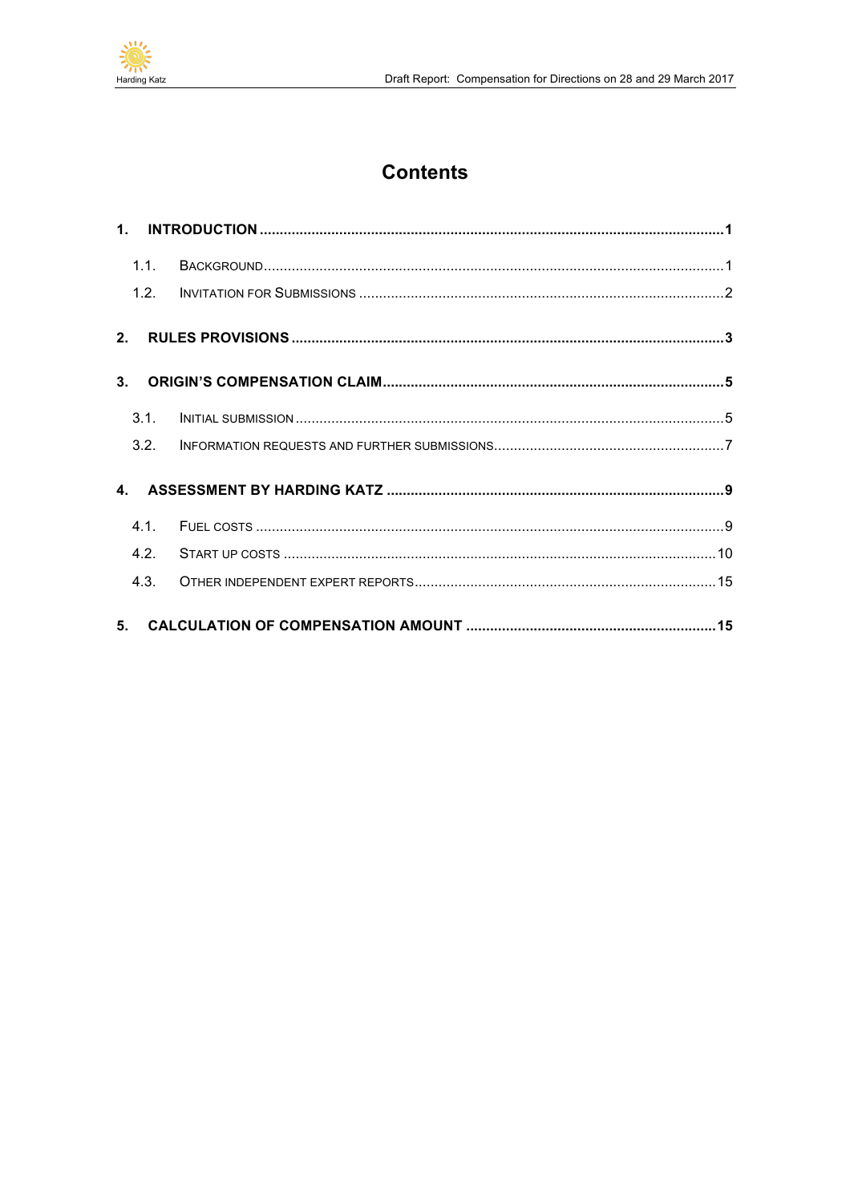# Contents

1. **INTRODUCTION** .......... 1
   - 1.1. BACKGROUND .......... 1
   - 1.2. INVITATION FOR SUBMISSIONS .......... 2
2. **RULES PROVISIONS** .......... 3
3. **ORIGIN'S COMPENSATION CLAIM** .......... 5
   - 3.1. INITIAL SUBMISSION .......... 5
   - 3.2. INFORMATION REQUESTS AND FURTHER SUBMISSIONS .......... 7
4. **ASSESSMENT BY HARDING KATZ** .......... 9
   - 4.1. FUEL COSTS .......... 9
   - 4.2. START UP COSTS .......... 10
   - 4.3. OTHER INDEPENDENT EXPERT REPORTS .......... 15
5. **CALCULATION OF COMPENSATION AMOUNT** .......... 15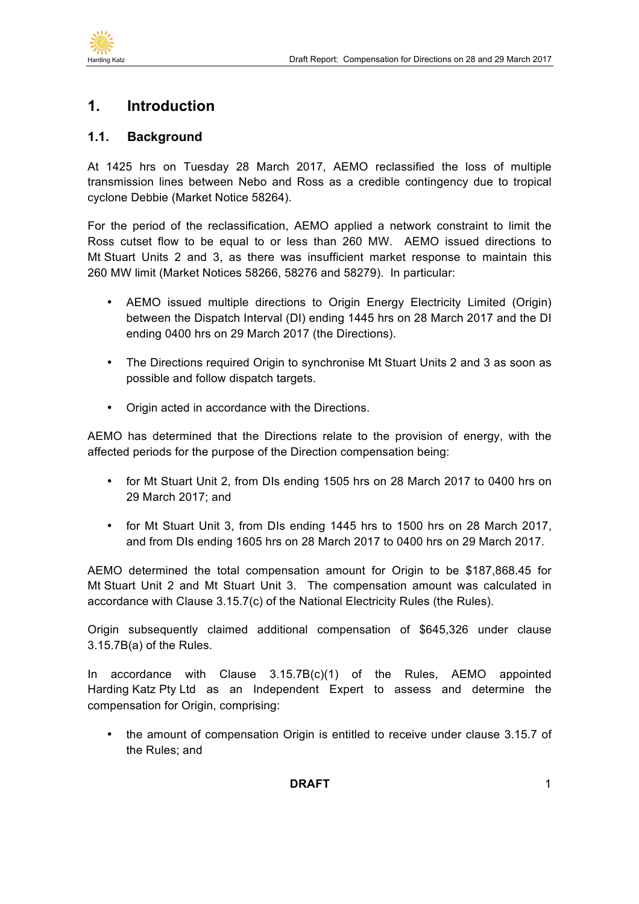# 1. Introduction

## 1.1. Background

At 1425 hrs on Tuesday 28 March 2017, AEMO reclassified the loss of multiple transmission lines between Nebo and Ross as a credible contingency due to tropical cyclone Debbie (Market Notice 58264).

For the period of the reclassification, AEMO applied a network constraint to limit the Ross cutset flow to be equal to or less than 260 MW. AEMO issued directions to Mt Stuart Units 2 and 3, as there was insufficient market response to maintain this 260 MW limit (Market Notices 58266, 58276 and 58279). In particular:

- AEMO issued multiple directions to Origin Energy Electricity Limited (Origin) between the Dispatch Interval (DI) ending 1445 hrs on 28 March 2017 and the DI ending 0400 hrs on 29 March 2017 (the Directions).
- The Directions required Origin to synchronise Mt Stuart Units 2 and 3 as soon as possible and follow dispatch targets.
- Origin acted in accordance with the Directions.

AEMO has determined that the Directions relate to the provision of energy, with the affected periods for the purpose of the Direction compensation being:

- for Mt Stuart Unit 2, from DIs ending 1505 hrs on 28 March 2017 to 0400 hrs on 29 March 2017; and
- for Mt Stuart Unit 3, from DIs ending 1445 hrs to 1500 hrs on 28 March 2017, and from DIs ending 1605 hrs on 28 March 2017 to 0400 hrs on 29 March 2017.

AEMO determined the total compensation amount for Origin to be $187,868.45 for Mt Stuart Unit 2 and Mt Stuart Unit 3. The compensation amount was calculated in accordance with Clause 3.15.7(c) of the National Electricity Rules (the Rules).

Origin subsequently claimed additional compensation of $645,326 under clause 3.15.7B(a) of the Rules.

In accordance with Clause 3.15.7B(c)(1) of the Rules, AEMO appointed Harding Katz Pty Ltd as an Independent Expert to assess and determine the compensation for Origin, comprising:

- the amount of compensation Origin is entitled to receive under clause 3.15.7 of the Rules; and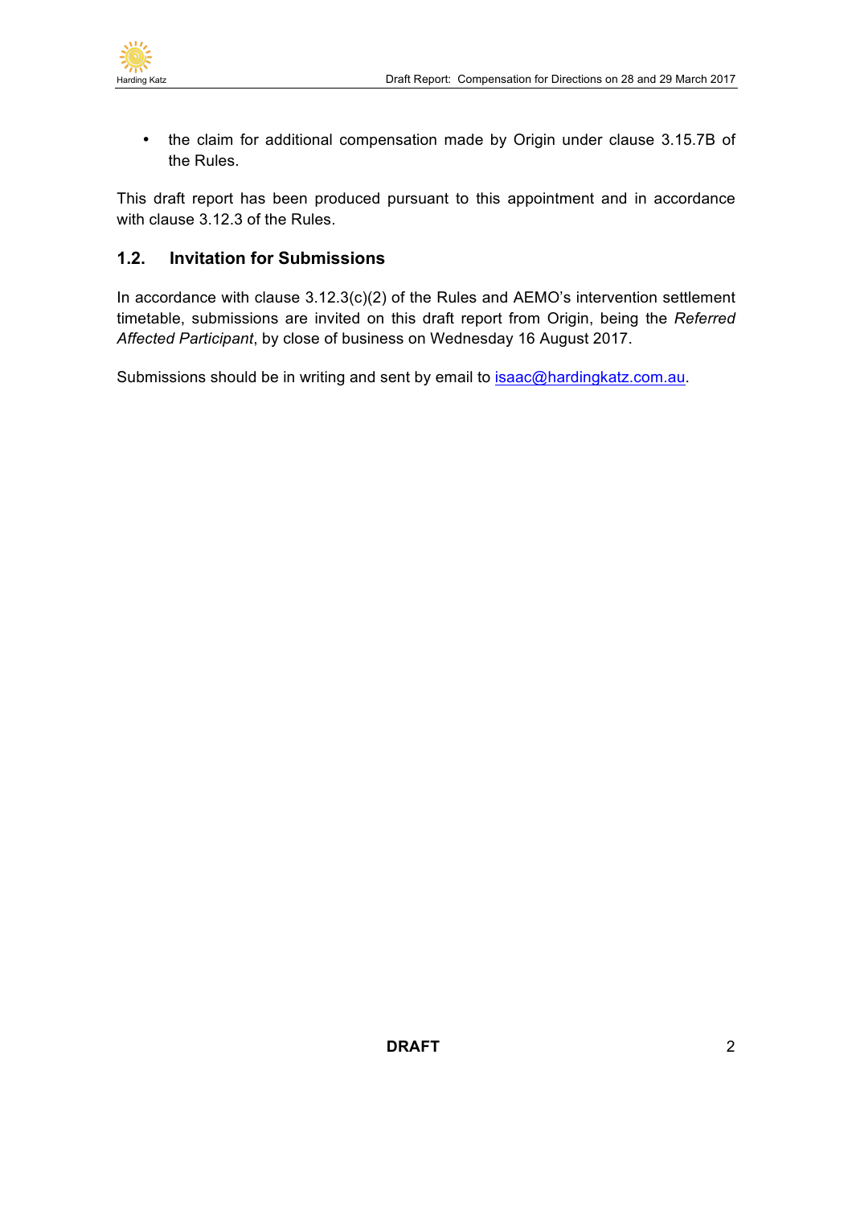- the claim for additional compensation made by Origin under clause 3.15.7B of the Rules.

This draft report has been produced pursuant to this appointment and in accordance with clause 3.12.3 of the Rules.

## 1.2. Invitation for Submissions

In accordance with clause 3.12.3(c)(2) of the Rules and AEMO's intervention settlement timetable, submissions are invited on this draft report from Origin, being the *Referred Affected Participant*, by close of business on Wednesday 16 August 2017.

Submissions should be in writing and sent by email to [isaac@hardingkatz.com.au](mailto:isaac@hardingkatz.com.au).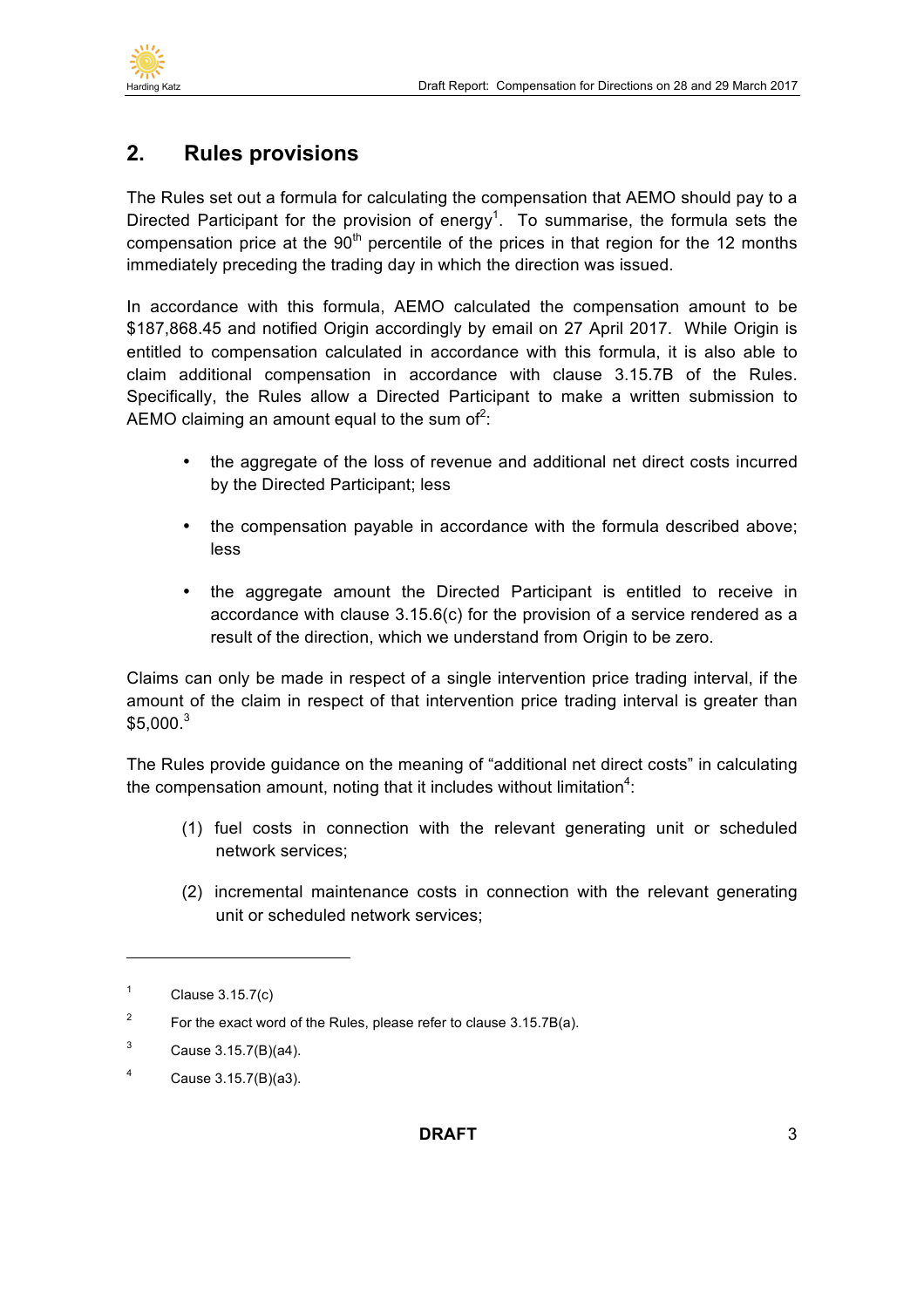## 2. Rules provisions

The Rules set out a formula for calculating the compensation that AEMO should pay to a Directed Participant for the provision of energy[1]. To summarise, the formula sets the compensation price at the 90th percentile of the prices in that region for the 12 months immediately preceding the trading day in which the direction was issued.

In accordance with this formula, AEMO calculated the compensation amount to be $187,868.45 and notified Origin accordingly by email on 27 April 2017. While Origin is entitled to compensation calculated in accordance with this formula, it is also able to claim additional compensation in accordance with clause 3.15.7B of the Rules. Specifically, the Rules allow a Directed Participant to make a written submission to AEMO claiming an amount equal to the sum of[2]:

- the aggregate of the loss of revenue and additional net direct costs incurred by the Directed Participant; less
- the compensation payable in accordance with the formula described above; less
- the aggregate amount the Directed Participant is entitled to receive in accordance with clause 3.15.6(c) for the provision of a service rendered as a result of the direction, which we understand from Origin to be zero.

Claims can only be made in respect of a single intervention price trading interval, if the amount of the claim in respect of that intervention price trading interval is greater than $5,000.[3]

The Rules provide guidance on the meaning of "additional net direct costs" in calculating the compensation amount, noting that it includes without limitation[4]:

(1) fuel costs in connection with the relevant generating unit or scheduled network services;

(2) incremental maintenance costs in connection with the relevant generating unit or scheduled network services;

---

[1] Clause 3.15.7(c)

[2] For the exact word of the Rules, please refer to clause 3.15.7B(a).

[3] Cause 3.15.7(B)(a4).

[4] Cause 3.15.7(B)(a3).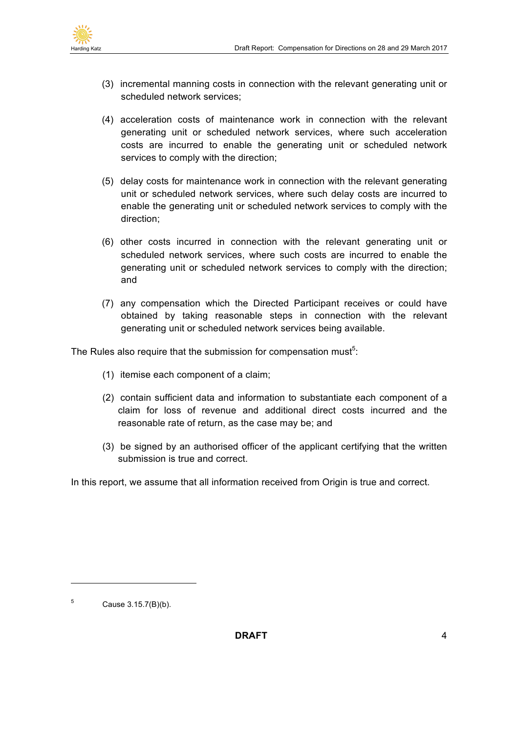(3) incremental manning costs in connection with the relevant generating unit or scheduled network services;

(4) acceleration costs of maintenance work in connection with the relevant generating unit or scheduled network services, where such acceleration costs are incurred to enable the generating unit or scheduled network services to comply with the direction;

(5) delay costs for maintenance work in connection with the relevant generating unit or scheduled network services, where such delay costs are incurred to enable the generating unit or scheduled network services to comply with the direction;

(6) other costs incurred in connection with the relevant generating unit or scheduled network services, where such costs are incurred to enable the generating unit or scheduled network services to comply with the direction; and

(7) any compensation which the Directed Participant receives or could have obtained by taking reasonable steps in connection with the relevant generating unit or scheduled network services being available.

The Rules also require that the submission for compensation must[5]:

(1) itemise each component of a claim;

(2) contain sufficient data and information to substantiate each component of a claim for loss of revenue and additional direct costs incurred and the reasonable rate of return, as the case may be; and

(3) be signed by an authorised officer of the applicant certifying that the written submission is true and correct.

In this report, we assume that all information received from Origin is true and correct.

---

[5] Cause 3.15.7(B)(b).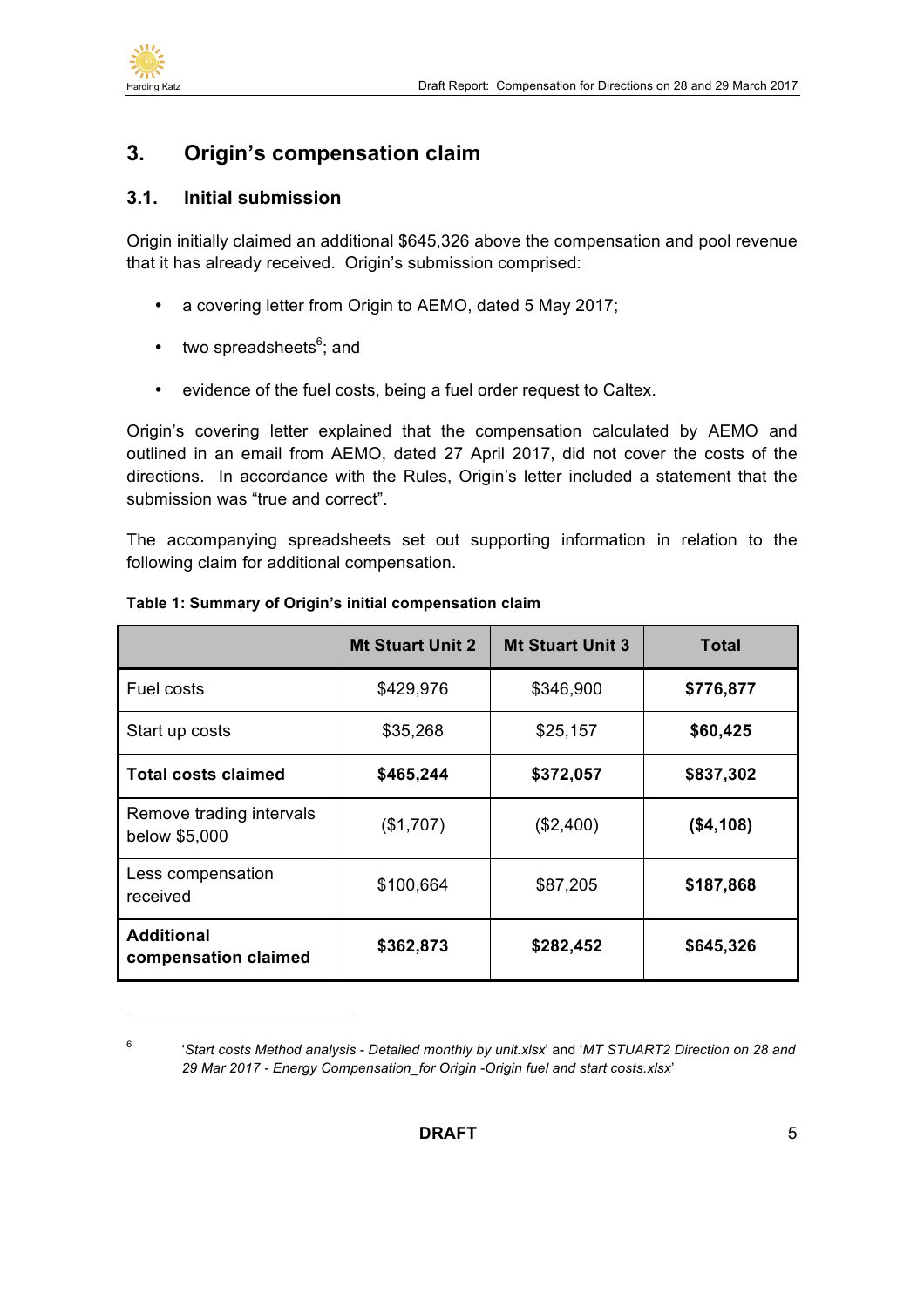## 3. Origin's compensation claim

### 3.1. Initial submission

Origin initially claimed an additional $645,326 above the compensation and pool revenue that it has already received. Origin's submission comprised:

- a covering letter from Origin to AEMO, dated 5 May 2017;
- two spreadsheets[6]; and
- evidence of the fuel costs, being a fuel order request to Caltex.

Origin's covering letter explained that the compensation calculated by AEMO and outlined in an email from AEMO, dated 27 April 2017, did not cover the costs of the directions. In accordance with the Rules, Origin's letter included a statement that the submission was "true and correct".

The accompanying spreadsheets set out supporting information in relation to the following claim for additional compensation.

**Table 1: Summary of Origin's initial compensation claim**

| | Mt Stuart Unit 2 | Mt Stuart Unit 3 | Total |
|---|---|---|---|
| Fuel costs | $429,976 | $346,900 | **$776,877** |
| Start up costs | $35,268 | $25,157 | **$60,425** |
| **Total costs claimed** | **$465,244** | **$372,057** | **$837,302** |
| Remove trading intervals below $5,000 | ($1,707) | ($2,400) | **($4,108)** |
| Less compensation received | $100,664 | $87,205 | **$187,868** |
| **Additional compensation claimed** | **$362,873** | **$282,452** | **$645,326** |

[6] '*Start costs Method analysis - Detailed monthly by unit.xlsx*' and '*MT STUART2 Direction on 28 and 29 Mar 2017 - Energy Compensation_for Origin -Origin fuel and start costs.xlsx*'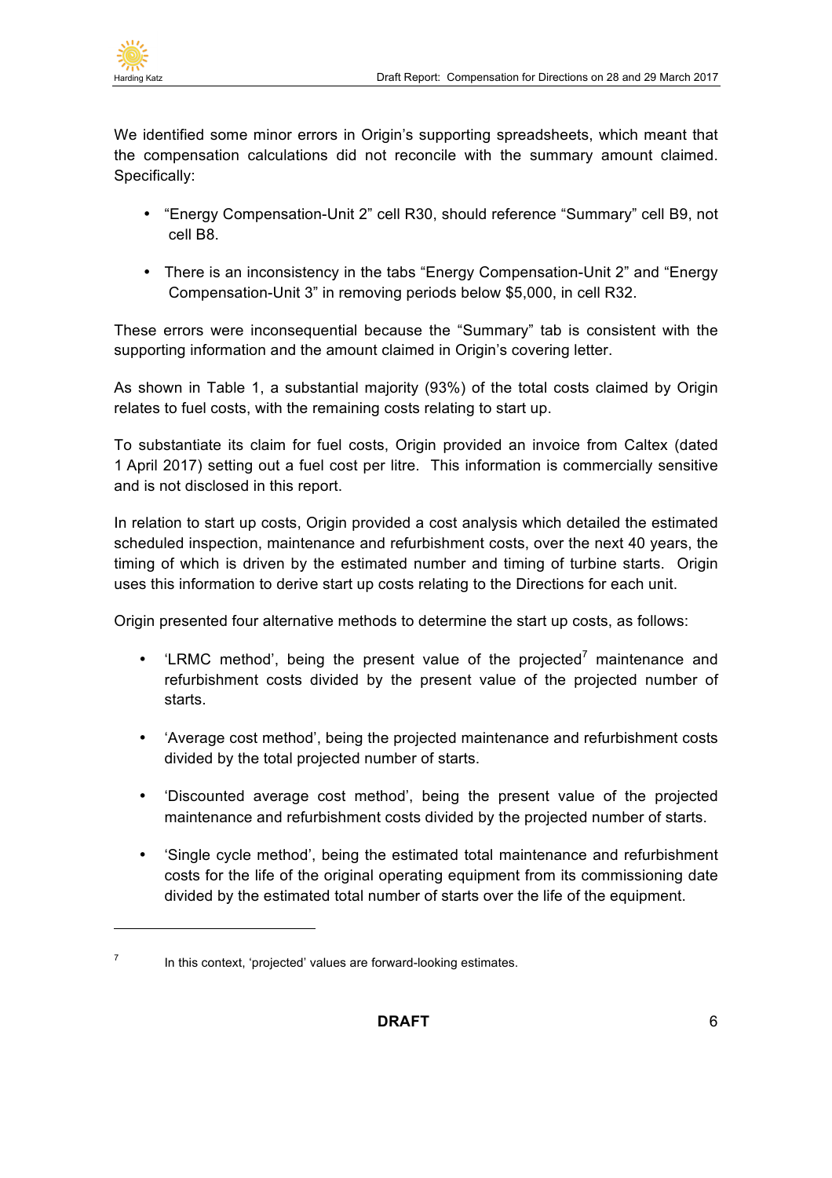We identified some minor errors in Origin's supporting spreadsheets, which meant that the compensation calculations did not reconcile with the summary amount claimed. Specifically:

- "Energy Compensation-Unit 2" cell R30, should reference "Summary" cell B9, not cell B8.
- There is an inconsistency in the tabs "Energy Compensation-Unit 2" and "Energy Compensation-Unit 3" in removing periods below $5,000, in cell R32.

These errors were inconsequential because the "Summary" tab is consistent with the supporting information and the amount claimed in Origin's covering letter.

As shown in Table 1, a substantial majority (93%) of the total costs claimed by Origin relates to fuel costs, with the remaining costs relating to start up.

To substantiate its claim for fuel costs, Origin provided an invoice from Caltex (dated 1 April 2017) setting out a fuel cost per litre. This information is commercially sensitive and is not disclosed in this report.

In relation to start up costs, Origin provided a cost analysis which detailed the estimated scheduled inspection, maintenance and refurbishment costs, over the next 40 years, the timing of which is driven by the estimated number and timing of turbine starts. Origin uses this information to derive start up costs relating to the Directions for each unit.

Origin presented four alternative methods to determine the start up costs, as follows:

- 'LRMC method', being the present value of the projected[7] maintenance and refurbishment costs divided by the present value of the projected number of starts.
- 'Average cost method', being the projected maintenance and refurbishment costs divided by the total projected number of starts.
- 'Discounted average cost method', being the present value of the projected maintenance and refurbishment costs divided by the projected number of starts.
- 'Single cycle method', being the estimated total maintenance and refurbishment costs for the life of the original operating equipment from its commissioning date divided by the estimated total number of starts over the life of the equipment.

---

[7] In this context, 'projected' values are forward-looking estimates.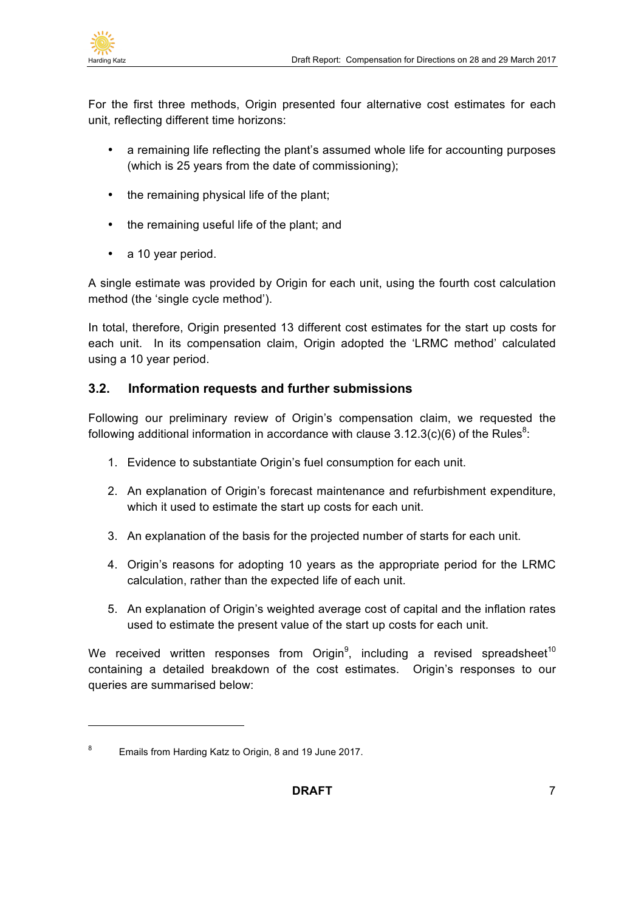For the first three methods, Origin presented four alternative cost estimates for each unit, reflecting different time horizons:

- a remaining life reflecting the plant's assumed whole life for accounting purposes (which is 25 years from the date of commissioning);
- the remaining physical life of the plant;
- the remaining useful life of the plant; and
- a 10 year period.

A single estimate was provided by Origin for each unit, using the fourth cost calculation method (the 'single cycle method').

In total, therefore, Origin presented 13 different cost estimates for the start up costs for each unit. In its compensation claim, Origin adopted the 'LRMC method' calculated using a 10 year period.

## 3.2. Information requests and further submissions

Following our preliminary review of Origin's compensation claim, we requested the following additional information in accordance with clause 3.12.3(c)(6) of the Rules[8]:

1. Evidence to substantiate Origin's fuel consumption for each unit.
2. An explanation of Origin's forecast maintenance and refurbishment expenditure, which it used to estimate the start up costs for each unit.
3. An explanation of the basis for the projected number of starts for each unit.
4. Origin's reasons for adopting 10 years as the appropriate period for the LRMC calculation, rather than the expected life of each unit.
5. An explanation of Origin's weighted average cost of capital and the inflation rates used to estimate the present value of the start up costs for each unit.

We received written responses from Origin[9], including a revised spreadsheet[10] containing a detailed breakdown of the cost estimates. Origin's responses to our queries are summarised below:

---

[8] Emails from Harding Katz to Origin, 8 and 19 June 2017.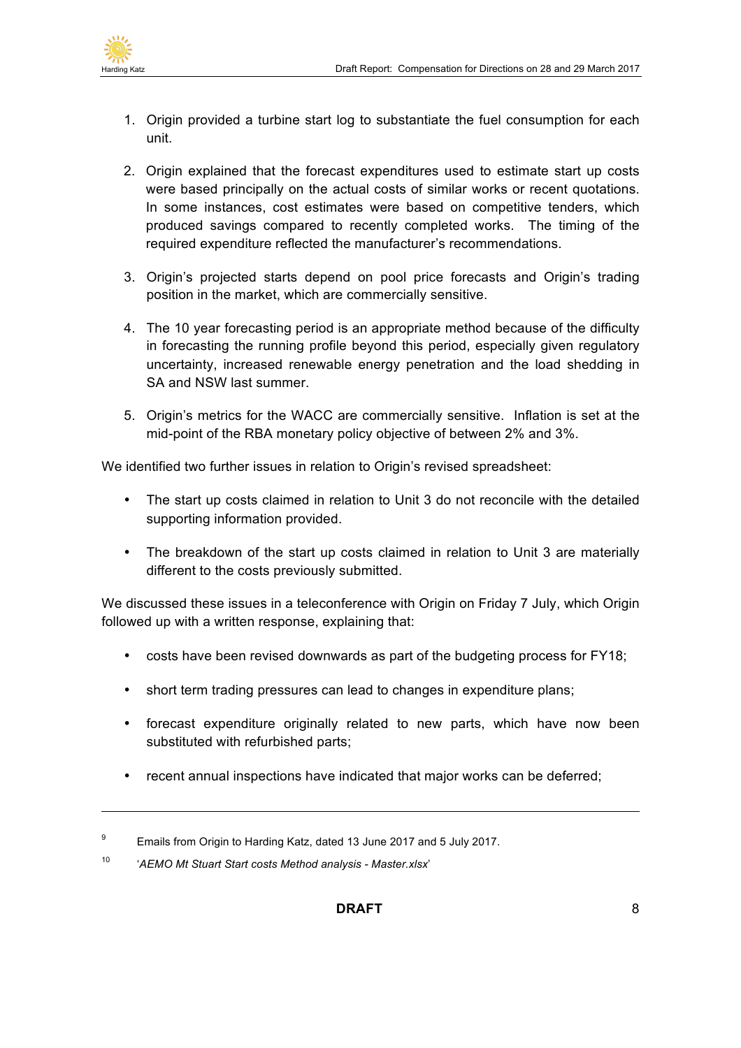1. Origin provided a turbine start log to substantiate the fuel consumption for each unit.

2. Origin explained that the forecast expenditures used to estimate start up costs were based principally on the actual costs of similar works or recent quotations. In some instances, cost estimates were based on competitive tenders, which produced savings compared to recently completed works. The timing of the required expenditure reflected the manufacturer's recommendations.

3. Origin's projected starts depend on pool price forecasts and Origin's trading position in the market, which are commercially sensitive.

4. The 10 year forecasting period is an appropriate method because of the difficulty in forecasting the running profile beyond this period, especially given regulatory uncertainty, increased renewable energy penetration and the load shedding in SA and NSW last summer.

5. Origin's metrics for the WACC are commercially sensitive. Inflation is set at the mid-point of the RBA monetary policy objective of between 2% and 3%.

We identified two further issues in relation to Origin's revised spreadsheet:

- The start up costs claimed in relation to Unit 3 do not reconcile with the detailed supporting information provided.

- The breakdown of the start up costs claimed in relation to Unit 3 are materially different to the costs previously submitted.

We discussed these issues in a teleconference with Origin on Friday 7 July, which Origin followed up with a written response, explaining that:

- costs have been revised downwards as part of the budgeting process for FY18;

- short term trading pressures can lead to changes in expenditure plans;

- forecast expenditure originally related to new parts, which have now been substituted with refurbished parts;

- recent annual inspections have indicated that major works can be deferred;

---

[9] Emails from Origin to Harding Katz, dated 13 June 2017 and 5 July 2017.

[10] '*AEMO Mt Stuart Start costs Method analysis - Master.xlsx*'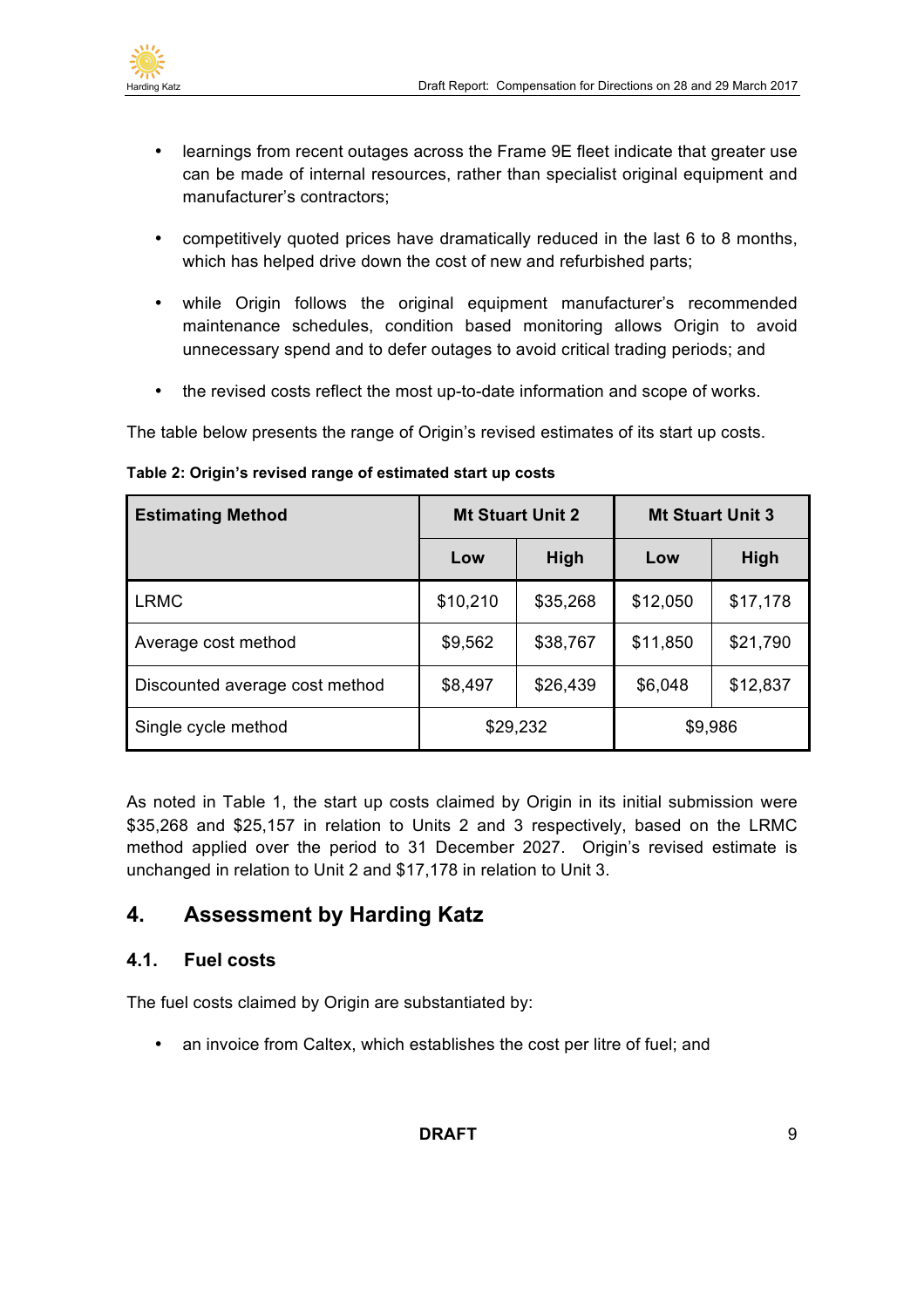- learnings from recent outages across the Frame 9E fleet indicate that greater use can be made of internal resources, rather than specialist original equipment and manufacturer's contractors;
- competitively quoted prices have dramatically reduced in the last 6 to 8 months, which has helped drive down the cost of new and refurbished parts;
- while Origin follows the original equipment manufacturer's recommended maintenance schedules, condition based monitoring allows Origin to avoid unnecessary spend and to defer outages to avoid critical trading periods; and
- the revised costs reflect the most up-to-date information and scope of works.

The table below presents the range of Origin's revised estimates of its start up costs.

**Table 2: Origin's revised range of estimated start up costs**

| Estimating Method | Mt Stuart Unit 2 | | Mt Stuart Unit 3 | |
|---|---|---|---|---|
| | Low | High | Low | High |
| LRMC | $10,210 | $35,268 | $12,050 | $17,178 |
| Average cost method | $9,562 | $38,767 | $11,850 | $21,790 |
| Discounted average cost method | $8,497 | $26,439 | $6,048 | $12,837 |
| Single cycle method | $29,232 | | $9,986 | |

As noted in Table 1, the start up costs claimed by Origin in its initial submission were $35,268 and $25,157 in relation to Units 2 and 3 respectively, based on the LRMC method applied over the period to 31 December 2027. Origin's revised estimate is unchanged in relation to Unit 2 and $17,178 in relation to Unit 3.

## 4. Assessment by Harding Katz

### 4.1. Fuel costs

The fuel costs claimed by Origin are substantiated by:

- an invoice from Caltex, which establishes the cost per litre of fuel; and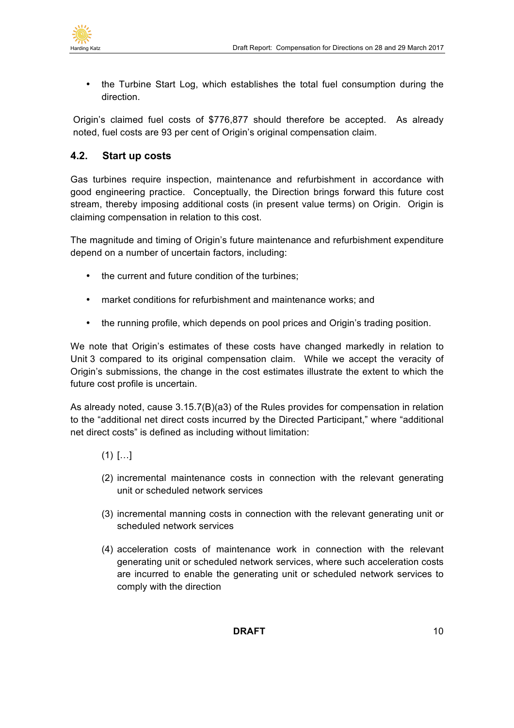- the Turbine Start Log, which establishes the total fuel consumption during the direction.

Origin's claimed fuel costs of $776,877 should therefore be accepted. As already noted, fuel costs are 93 per cent of Origin's original compensation claim.

## 4.2. Start up costs

Gas turbines require inspection, maintenance and refurbishment in accordance with good engineering practice. Conceptually, the Direction brings forward this future cost stream, thereby imposing additional costs (in present value terms) on Origin. Origin is claiming compensation in relation to this cost.

The magnitude and timing of Origin's future maintenance and refurbishment expenditure depend on a number of uncertain factors, including:

- the current and future condition of the turbines;
- market conditions for refurbishment and maintenance works; and
- the running profile, which depends on pool prices and Origin's trading position.

We note that Origin's estimates of these costs have changed markedly in relation to Unit 3 compared to its original compensation claim. While we accept the veracity of Origin's submissions, the change in the cost estimates illustrate the extent to which the future cost profile is uncertain.

As already noted, cause 3.15.7(B)(a3) of the Rules provides for compensation in relation to the "additional net direct costs incurred by the Directed Participant," where "additional net direct costs" is defined as including without limitation:

(1) […]

(2) incremental maintenance costs in connection with the relevant generating unit or scheduled network services

(3) incremental manning costs in connection with the relevant generating unit or scheduled network services

(4) acceleration costs of maintenance work in connection with the relevant generating unit or scheduled network services, where such acceleration costs are incurred to enable the generating unit or scheduled network services to comply with the direction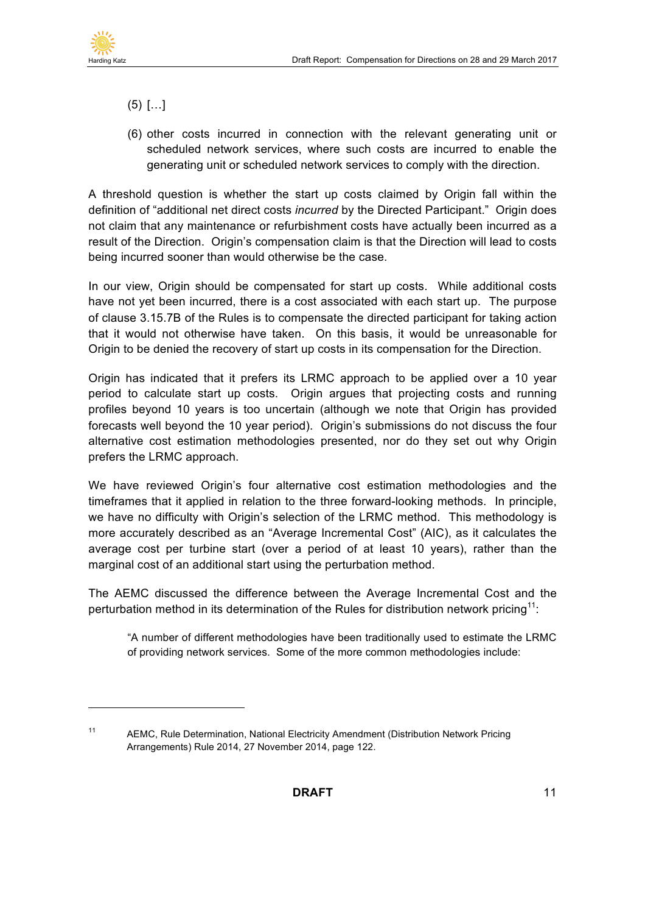(5) […]

(6) other costs incurred in connection with the relevant generating unit or scheduled network services, where such costs are incurred to enable the generating unit or scheduled network services to comply with the direction.

A threshold question is whether the start up costs claimed by Origin fall within the definition of "additional net direct costs *incurred* by the Directed Participant." Origin does not claim that any maintenance or refurbishment costs have actually been incurred as a result of the Direction. Origin's compensation claim is that the Direction will lead to costs being incurred sooner than would otherwise be the case.

In our view, Origin should be compensated for start up costs. While additional costs have not yet been incurred, there is a cost associated with each start up. The purpose of clause 3.15.7B of the Rules is to compensate the directed participant for taking action that it would not otherwise have taken. On this basis, it would be unreasonable for Origin to be denied the recovery of start up costs in its compensation for the Direction.

Origin has indicated that it prefers its LRMC approach to be applied over a 10 year period to calculate start up costs. Origin argues that projecting costs and running profiles beyond 10 years is too uncertain (although we note that Origin has provided forecasts well beyond the 10 year period). Origin's submissions do not discuss the four alternative cost estimation methodologies presented, nor do they set out why Origin prefers the LRMC approach.

We have reviewed Origin's four alternative cost estimation methodologies and the timeframes that it applied in relation to the three forward-looking methods. In principle, we have no difficulty with Origin's selection of the LRMC method. This methodology is more accurately described as an "Average Incremental Cost" (AIC), as it calculates the average cost per turbine start (over a period of at least 10 years), rather than the marginal cost of an additional start using the perturbation method.

The AEMC discussed the difference between the Average Incremental Cost and the perturbation method in its determination of the Rules for distribution network pricing[11]:

> "A number of different methodologies have been traditionally used to estimate the LRMC of providing network services. Some of the more common methodologies include:

[11] AEMC, Rule Determination, National Electricity Amendment (Distribution Network Pricing Arrangements) Rule 2014, 27 November 2014, page 122.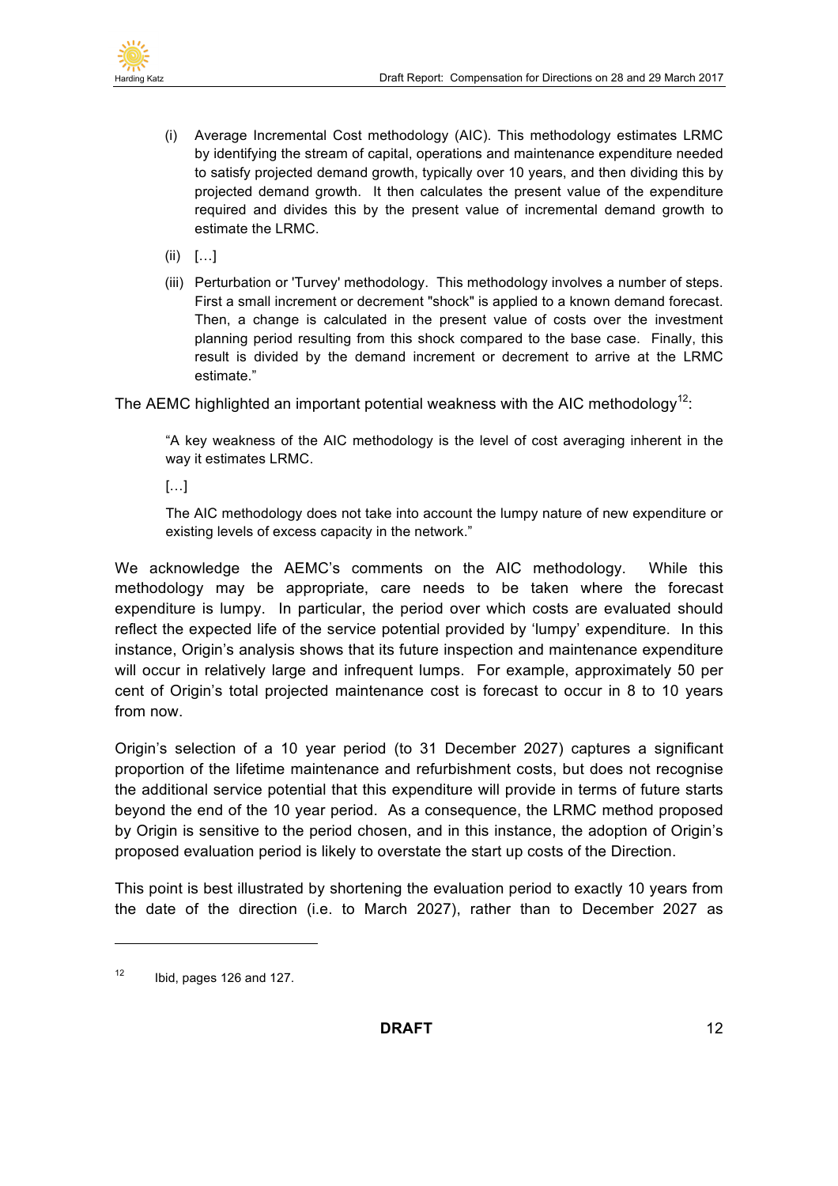(i) Average Incremental Cost methodology (AIC). This methodology estimates LRMC by identifying the stream of capital, operations and maintenance expenditure needed to satisfy projected demand growth, typically over 10 years, and then dividing this by projected demand growth. It then calculates the present value of the expenditure required and divides this by the present value of incremental demand growth to estimate the LRMC.

(ii) […]

(iii) Perturbation or 'Turvey' methodology. This methodology involves a number of steps. First a small increment or decrement "shock" is applied to a known demand forecast. Then, a change is calculated in the present value of costs over the investment planning period resulting from this shock compared to the base case. Finally, this result is divided by the demand increment or decrement to arrive at the LRMC estimate."

The AEMC highlighted an important potential weakness with the AIC methodology[12]:

> "A key weakness of the AIC methodology is the level of cost averaging inherent in the way it estimates LRMC.
>
> […]
>
> The AIC methodology does not take into account the lumpy nature of new expenditure or existing levels of excess capacity in the network."

We acknowledge the AEMC's comments on the AIC methodology. While this methodology may be appropriate, care needs to be taken where the forecast expenditure is lumpy. In particular, the period over which costs are evaluated should reflect the expected life of the service potential provided by 'lumpy' expenditure. In this instance, Origin's analysis shows that its future inspection and maintenance expenditure will occur in relatively large and infrequent lumps. For example, approximately 50 per cent of Origin's total projected maintenance cost is forecast to occur in 8 to 10 years from now.

Origin's selection of a 10 year period (to 31 December 2027) captures a significant proportion of the lifetime maintenance and refurbishment costs, but does not recognise the additional service potential that this expenditure will provide in terms of future starts beyond the end of the 10 year period. As a consequence, the LRMC method proposed by Origin is sensitive to the period chosen, and in this instance, the adoption of Origin's proposed evaluation period is likely to overstate the start up costs of the Direction.

This point is best illustrated by shortening the evaluation period to exactly 10 years from the date of the direction (i.e. to March 2027), rather than to December 2027 as

---

[12] Ibid, pages 126 and 127.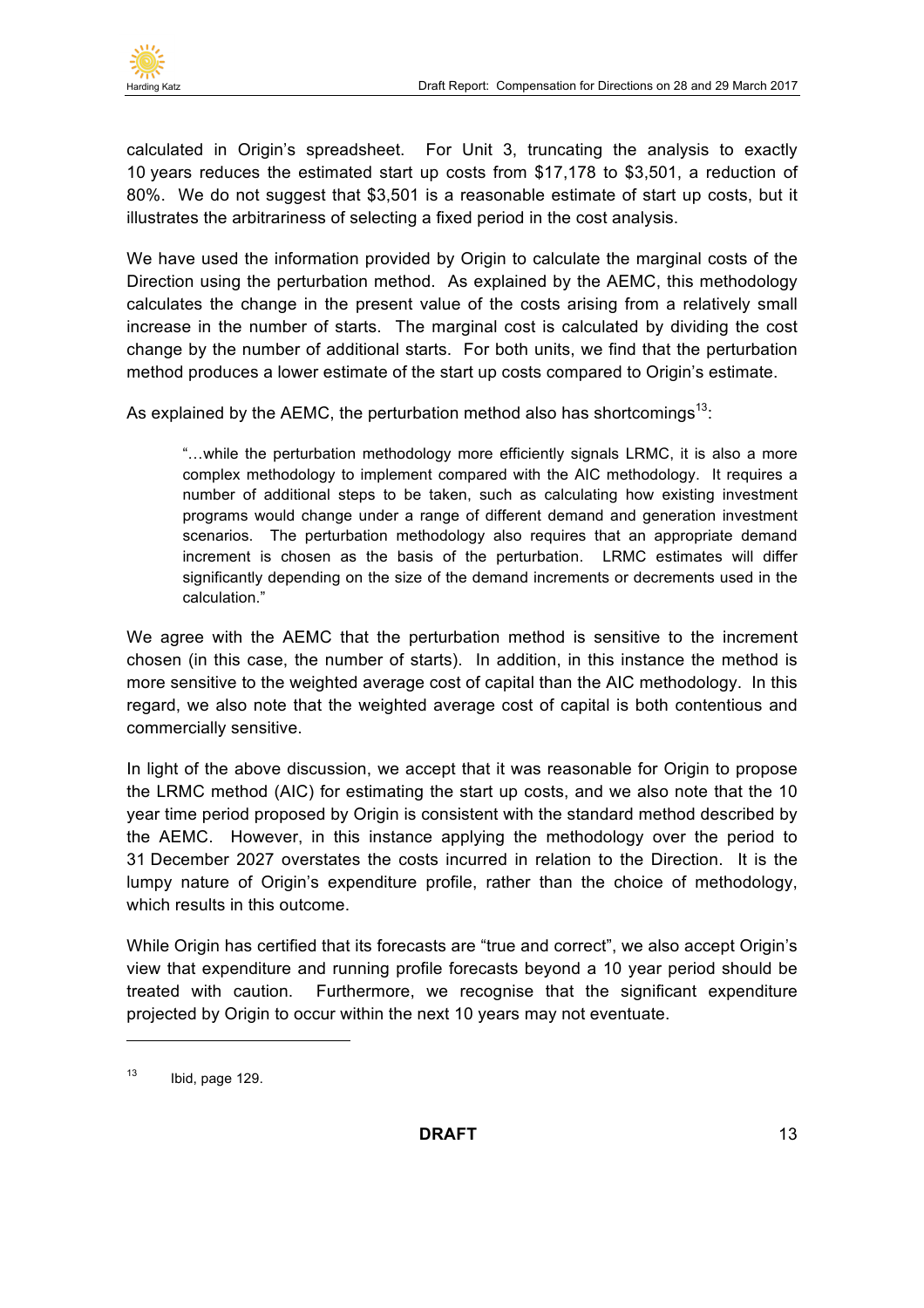calculated in Origin's spreadsheet. For Unit 3, truncating the analysis to exactly 10 years reduces the estimated start up costs from $17,178 to $3,501, a reduction of 80%. We do not suggest that $3,501 is a reasonable estimate of start up costs, but it illustrates the arbitrariness of selecting a fixed period in the cost analysis.

We have used the information provided by Origin to calculate the marginal costs of the Direction using the perturbation method. As explained by the AEMC, this methodology calculates the change in the present value of the costs arising from a relatively small increase in the number of starts. The marginal cost is calculated by dividing the cost change by the number of additional starts. For both units, we find that the perturbation method produces a lower estimate of the start up costs compared to Origin's estimate.

As explained by the AEMC, the perturbation method also has shortcomings[13]:

> "…while the perturbation methodology more efficiently signals LRMC, it is also a more complex methodology to implement compared with the AIC methodology. It requires a number of additional steps to be taken, such as calculating how existing investment programs would change under a range of different demand and generation investment scenarios. The perturbation methodology also requires that an appropriate demand increment is chosen as the basis of the perturbation. LRMC estimates will differ significantly depending on the size of the demand increments or decrements used in the calculation."

We agree with the AEMC that the perturbation method is sensitive to the increment chosen (in this case, the number of starts). In addition, in this instance the method is more sensitive to the weighted average cost of capital than the AIC methodology. In this regard, we also note that the weighted average cost of capital is both contentious and commercially sensitive.

In light of the above discussion, we accept that it was reasonable for Origin to propose the LRMC method (AIC) for estimating the start up costs, and we also note that the 10 year time period proposed by Origin is consistent with the standard method described by the AEMC. However, in this instance applying the methodology over the period to 31 December 2027 overstates the costs incurred in relation to the Direction. It is the lumpy nature of Origin's expenditure profile, rather than the choice of methodology, which results in this outcome.

While Origin has certified that its forecasts are "true and correct", we also accept Origin's view that expenditure and running profile forecasts beyond a 10 year period should be treated with caution. Furthermore, we recognise that the significant expenditure projected by Origin to occur within the next 10 years may not eventuate.

---

[13] Ibid, page 129.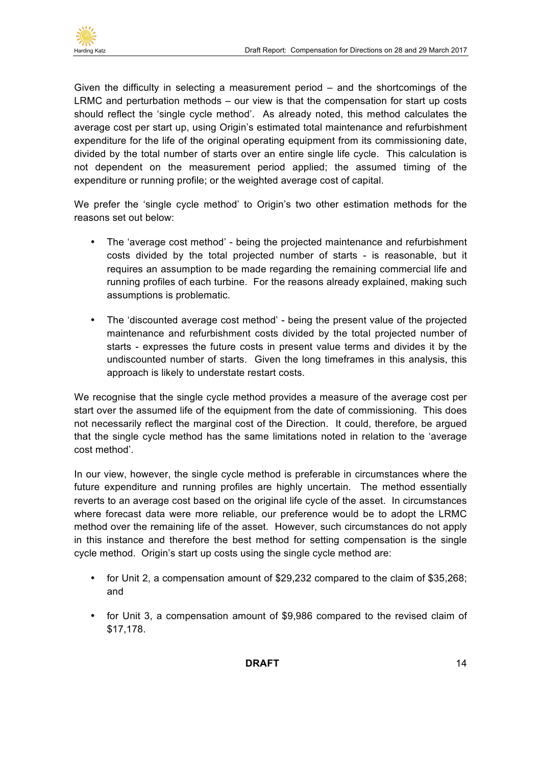Given the difficulty in selecting a measurement period – and the shortcomings of the LRMC and perturbation methods – our view is that the compensation for start up costs should reflect the 'single cycle method'. As already noted, this method calculates the average cost per start up, using Origin's estimated total maintenance and refurbishment expenditure for the life of the original operating equipment from its commissioning date, divided by the total number of starts over an entire single life cycle. This calculation is not dependent on the measurement period applied; the assumed timing of the expenditure or running profile; or the weighted average cost of capital.

We prefer the 'single cycle method' to Origin's two other estimation methods for the reasons set out below:

- The 'average cost method' - being the projected maintenance and refurbishment costs divided by the total projected number of starts - is reasonable, but it requires an assumption to be made regarding the remaining commercial life and running profiles of each turbine. For the reasons already explained, making such assumptions is problematic.

- The 'discounted average cost method' - being the present value of the projected maintenance and refurbishment costs divided by the total projected number of starts - expresses the future costs in present value terms and divides it by the undiscounted number of starts. Given the long timeframes in this analysis, this approach is likely to understate restart costs.

We recognise that the single cycle method provides a measure of the average cost per start over the assumed life of the equipment from the date of commissioning. This does not necessarily reflect the marginal cost of the Direction. It could, therefore, be argued that the single cycle method has the same limitations noted in relation to the 'average cost method'.

In our view, however, the single cycle method is preferable in circumstances where the future expenditure and running profiles are highly uncertain. The method essentially reverts to an average cost based on the original life cycle of the asset. In circumstances where forecast data were more reliable, our preference would be to adopt the LRMC method over the remaining life of the asset. However, such circumstances do not apply in this instance and therefore the best method for setting compensation is the single cycle method. Origin's start up costs using the single cycle method are:

- for Unit 2, a compensation amount of $29,232 compared to the claim of $35,268; and

- for Unit 3, a compensation amount of $9,986 compared to the revised claim of $17,178.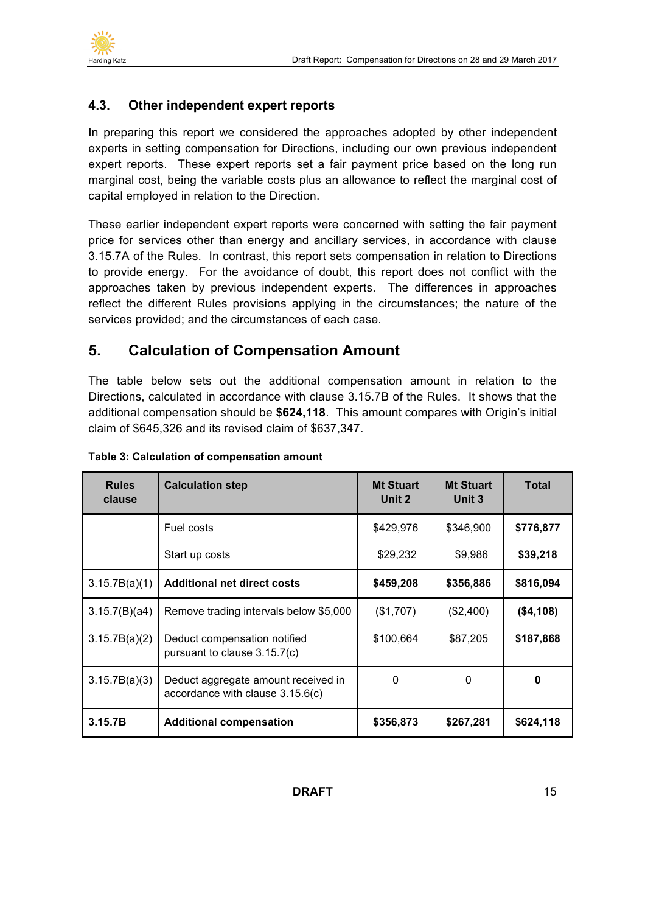## 4.3. Other independent expert reports

In preparing this report we considered the approaches adopted by other independent experts in setting compensation for Directions, including our own previous independent expert reports. These expert reports set a fair payment price based on the long run marginal cost, being the variable costs plus an allowance to reflect the marginal cost of capital employed in relation to the Direction.

These earlier independent expert reports were concerned with setting the fair payment price for services other than energy and ancillary services, in accordance with clause 3.15.7A of the Rules. In contrast, this report sets compensation in relation to Directions to provide energy. For the avoidance of doubt, this report does not conflict with the approaches taken by previous independent experts. The differences in approaches reflect the different Rules provisions applying in the circumstances; the nature of the services provided; and the circumstances of each case.

# 5. Calculation of Compensation Amount

The table below sets out the additional compensation amount in relation to the Directions, calculated in accordance with clause 3.15.7B of the Rules. It shows that the additional compensation should be **$624,118**. This amount compares with Origin's initial claim of $645,326 and its revised claim of $637,347.

**Table 3: Calculation of compensation amount**

| Rules clause | Calculation step | Mt Stuart Unit 2 | Mt Stuart Unit 3 | Total |
|---|---|---|---|---|
| | Fuel costs | $429,976 | $346,900 | **$776,877** |
| | Start up costs | $29,232 | $9,986 | **$39,218** |
| 3.15.7B(a)(1) | **Additional net direct costs** | **$459,208** | **$356,886** | **$816,094** |
| 3.15.7(B)(a4) | Remove trading intervals below $5,000 | ($1,707) | ($2,400) | **($4,108)** |
| 3.15.7B(a)(2) | Deduct compensation notified pursuant to clause 3.15.7(c) | $100,664 | $87,205 | **$187,868** |
| 3.15.7B(a)(3) | Deduct aggregate amount received in accordance with clause 3.15.6(c) | 0 | 0 | **0** |
| **3.15.7B** | **Additional compensation** | **$356,873** | **$267,281** | **$624,118** |

**DRAFT**